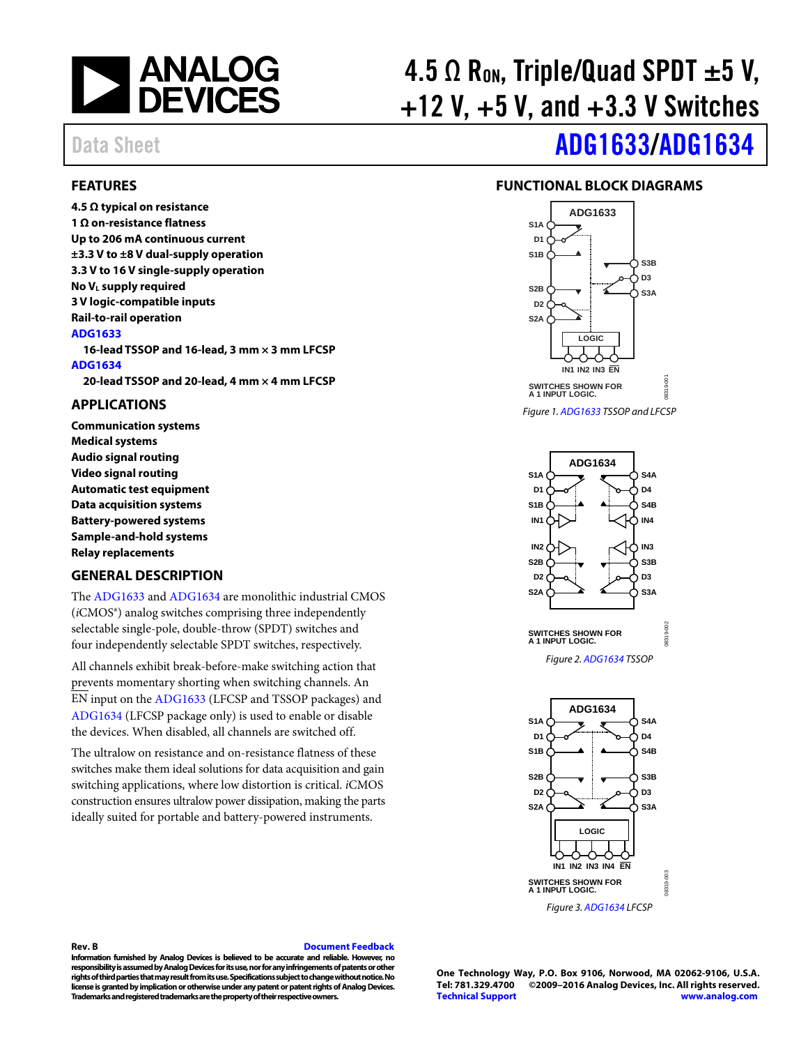# 4.5 Ω $R_{ON}$, Triple/Quad SPDT ±5 V, +12 V, +5 V, and +3.3 V Switches

Data Sheet

## ADG1633/ADG1634

## FEATURES

**4.5 Ω typical on resistance**
**1 Ω on-resistance flatness**
**Up to 206 mA continuous current**
**±3.3 V to ±8 V dual-supply operation**
**3.3 V to 16 V single-supply operation**
**No $V_L$ supply required**
**3 V logic-compatible inputs**
**Rail-to-rail operation**
**ADG1633**
- **16-lead TSSOP and 16-lead, 3 mm × 3 mm LFCSP**

**ADG1634**
- **20-lead TSSOP and 20-lead, 4 mm × 4 mm LFCSP**

## APPLICATIONS

**Communication systems**
**Medical systems**
**Audio signal routing**
**Video signal routing**
**Automatic test equipment**
**Data acquisition systems**
**Battery-powered systems**
**Sample-and-hold systems**
**Relay replacements**

## GENERAL DESCRIPTION

The ADG1633 and ADG1634 are monolithic industrial CMOS (*i*CMOS®) analog switches comprising three independently selectable single-pole, double-throw (SPDT) switches and four independently selectable SPDT switches, respectively.

All channels exhibit break-before-make switching action that prevents momentary shorting when switching channels. An $\overline{EN}$ input on the ADG1633 (LFCSP and TSSOP packages) and ADG1634 (LFCSP package only) is used to enable or disable the devices. When disabled, all channels are switched off.

The ultralow on resistance and on-resistance flatness of these switches make them ideal solutions for data acquisition and gain switching applications, where low distortion is critical. *i*CMOS construction ensures ultralow power dissipation, making the parts ideally suited for portable and battery-powered instruments.

## FUNCTIONAL BLOCK DIAGRAMS

SWITCHES SHOWN FOR A 1 INPUT LOGIC.

*Figure 1. ADG1633 TSSOP and LFCSP*

SWITCHES SHOWN FOR A 1 INPUT LOGIC.

*Figure 2. ADG1634 TSSOP*

SWITCHES SHOWN FOR A 1 INPUT LOGIC.

*Figure 3. ADG1634 LFCSP*

**Rev. B** Document Feedback

**Information furnished by Analog Devices is believed to be accurate and reliable. However, no responsibility is assumed by Analog Devices for its use, nor for any infringements of patents or other rights of third parties that may result from its use. Specifications subject to change without notice. No license is granted by implication or otherwise under any patent or patent rights of Analog Devices. Trademarks and registered trademarks are the property of their respective owners.**

**One Technology Way, P.O. Box 9106, Norwood, MA 02062-9106, U.S.A.**
**Tel: 781.329.4700 ©2009–2016 Analog Devices, Inc. All rights reserved.**
**Technical Support www.analog.com**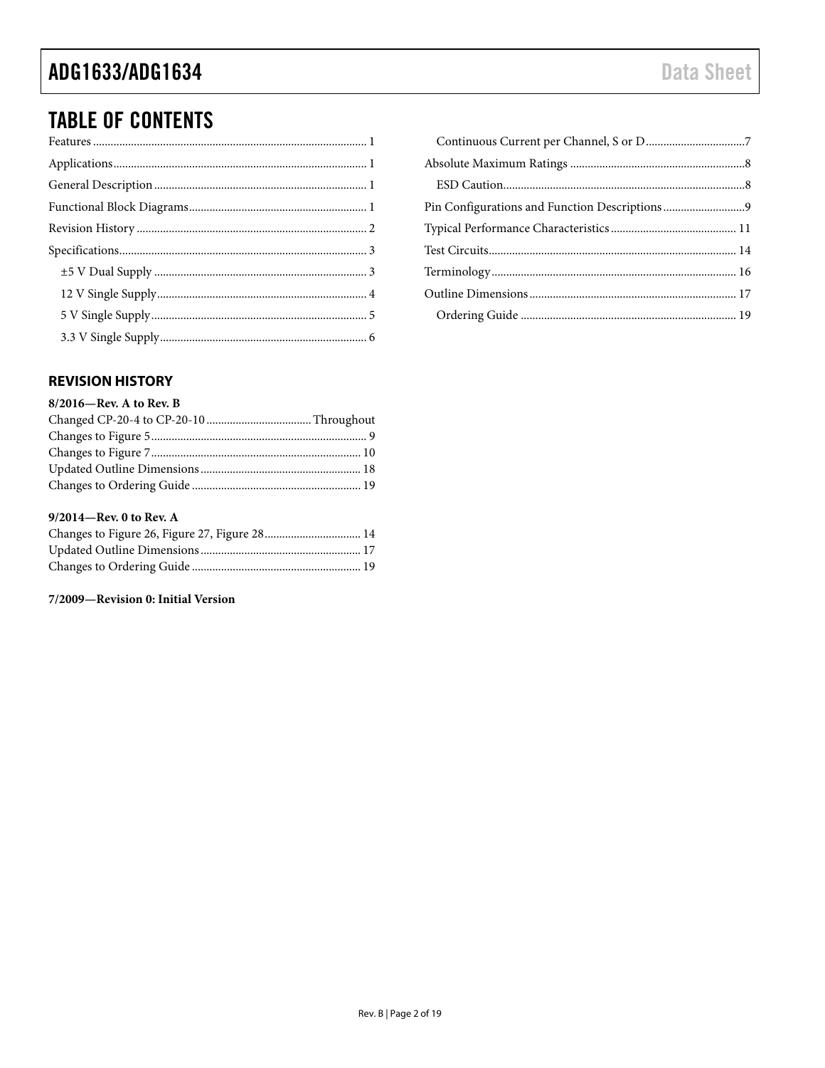# TABLE OF CONTENTS

Features ... 1
Applications ... 1
General Description ... 1
Functional Block Diagrams ... 1
Revision History ... 2
Specifications ... 3
  ±5 V Dual Supply ... 3
  12 V Single Supply ... 4
  5 V Single Supply ... 5
  3.3 V Single Supply ... 6
  Continuous Current per Channel, S or D ... 7
Absolute Maximum Ratings ... 8
  ESD Caution ... 8
Pin Configurations and Function Descriptions ... 9
Typical Performance Characteristics ... 11
Test Circuits ... 14
Terminology ... 16
Outline Dimensions ... 17
  Ordering Guide ... 19

## REVISION HISTORY

**8/2016—Rev. A to Rev. B**

Changed CP-20-4 to CP-20-10 ... Throughout
Changes to Figure 5 ... 9
Changes to Figure 7 ... 10
Updated Outline Dimensions ... 18
Changes to Ordering Guide ... 19

**9/2014—Rev. 0 to Rev. A**

Changes to Figure 26, Figure 27, Figure 28 ... 14
Updated Outline Dimensions ... 17
Changes to Ordering Guide ... 19

**7/2009—Revision 0: Initial Version**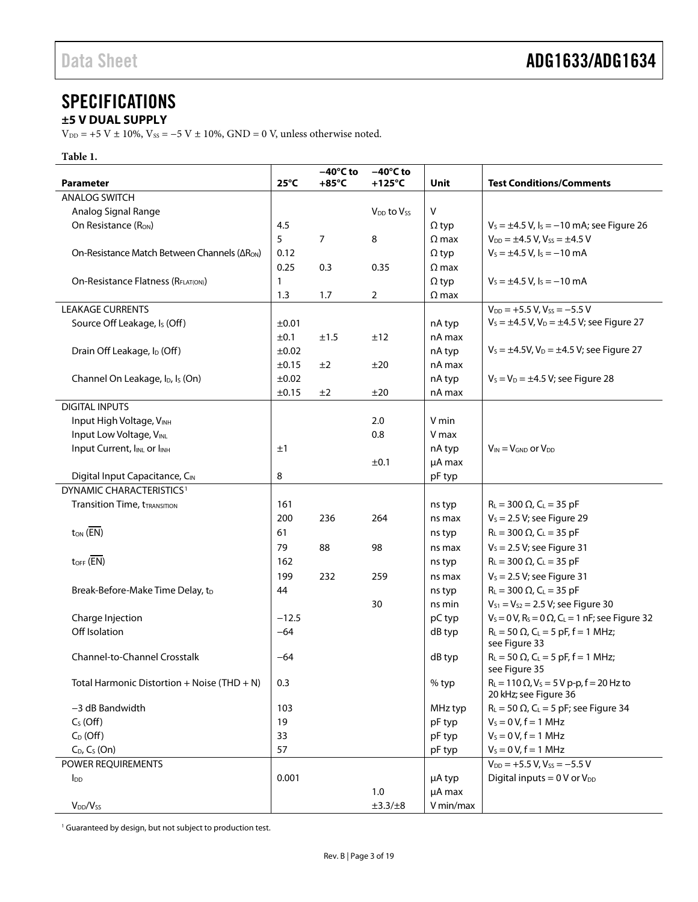# SPECIFICATIONS

## ±5 V DUAL SUPPLY

$V_{DD}$ = +5 V ± 10%, $V_{SS}$ = −5 V ± 10%, GND = 0 V, unless otherwise noted.

**Table 1.**

| Parameter | 25°C | −40°C to +85°C | −40°C to +125°C | Unit | Test Conditions/Comments |
|---|---|---|---|---|---|
| ANALOG SWITCH | | | | | |
| Analog Signal Range | | | $V_{DD}$ to $V_{SS}$ | V | |
| On Resistance ($R_{ON}$) | 4.5 | | | Ω typ | $V_S$ = ±4.5 V, $I_S$ = −10 mA; see Figure 26 |
| | 5 | 7 | 8 | Ω max | $V_{DD}$ = ±4.5 V, $V_{SS}$ = ±4.5 V |
| On-Resistance Match Between Channels ($\Delta R_{ON}$) | 0.12 | | | Ω typ | $V_S$ = ±4.5 V, $I_S$ = −10 mA |
| | 0.25 | 0.3 | 0.35 | Ω max | |
| On-Resistance Flatness ($R_{FLAT(ON)}$) | 1 | | | Ω typ | $V_S$ = ±4.5 V, $I_S$ = −10 mA |
| | 1.3 | 1.7 | 2 | Ω max | |
| LEAKAGE CURRENTS | | | | | $V_{DD}$ = +5.5 V, $V_{SS}$ = −5.5 V |
| Source Off Leakage, $I_S$ (Off) | ±0.01 | | | nA typ | $V_S$ = ±4.5 V, $V_D$ = ±4.5 V; see Figure 27 |
| | ±0.1 | ±1.5 | ±12 | nA max | |
| Drain Off Leakage, $I_D$ (Off) | ±0.02 | | | nA typ | $V_S$ = ±4.5V, $V_D$ = ±4.5 V; see Figure 27 |
| | ±0.15 | ±2 | ±20 | nA max | |
| Channel On Leakage, $I_D$, $I_S$ (On) | ±0.02 | | | nA typ | $V_S$ = $V_D$ = ±4.5 V; see Figure 28 |
| | ±0.15 | ±2 | ±20 | nA max | |
| DIGITAL INPUTS | | | | | |
| Input High Voltage, $V_{INH}$ | | | 2.0 | V min | |
| Input Low Voltage, $V_{INL}$ | | | 0.8 | V max | |
| Input Current, $I_{INL}$ or $I_{INH}$ | ±1 | | | nA typ | $V_{IN}$ = $V_{GND}$ or $V_{DD}$ |
| | | | ±0.1 | µA max | |
| Digital Input Capacitance, $C_{IN}$ | 8 | | | pF typ | |
| DYNAMIC CHARACTERISTICS[1] | | | | | |
| Transition Time, $t_{TRANSITION}$ | 161 | | | ns typ | $R_L$ = 300 Ω, $C_L$ = 35 pF |
| | 200 | 236 | 264 | ns max | $V_S$ = 2.5 V; see Figure 29 |
| $t_{ON}$ ($\overline{EN}$) | 61 | | | ns typ | $R_L$ = 300 Ω, $C_L$ = 35 pF |
| | 79 | 88 | 98 | ns max | $V_S$ = 2.5 V; see Figure 31 |
| $t_{OFF}$ ($\overline{EN}$) | 162 | | | ns typ | $R_L$ = 300 Ω, $C_L$ = 35 pF |
| | 199 | 232 | 259 | ns max | $V_S$ = 2.5 V; see Figure 31 |
| Break-Before-Make Time Delay, $t_D$ | 44 | | | ns typ | $R_L$ = 300 Ω, $C_L$ = 35 pF |
| | | | 30 | ns min | $V_{S1}$ = $V_{S2}$ = 2.5 V; see Figure 30 |
| Charge Injection | −12.5 | | | pC typ | $V_S$ = 0 V, $R_S$ = 0 Ω, $C_L$ = 1 nF; see Figure 32 |
| Off Isolation | −64 | | | dB typ | $R_L$ = 50 Ω, $C_L$ = 5 pF, f = 1 MHz; see Figure 33 |
| Channel-to-Channel Crosstalk | −64 | | | dB typ | $R_L$ = 50 Ω, $C_L$ = 5 pF, f = 1 MHz; see Figure 35 |
| Total Harmonic Distortion + Noise (THD + N) | 0.3 | | | % typ | $R_L$ = 110 Ω, $V_S$ = 5 V p-p, f = 20 Hz to 20 kHz; see Figure 36 |
| −3 dB Bandwidth | 103 | | | MHz typ | $R_L$ = 50 Ω, $C_L$ = 5 pF; see Figure 34 |
| $C_S$ (Off) | 19 | | | pF typ | $V_S$ = 0 V, f = 1 MHz |
| $C_D$ (Off) | 33 | | | pF typ | $V_S$ = 0 V, f = 1 MHz |
| $C_D$, $C_S$ (On) | 57 | | | pF typ | $V_S$ = 0 V, f = 1 MHz |
| POWER REQUIREMENTS | | | | | $V_{DD}$ = +5.5 V, $V_{SS}$ = −5.5 V |
| $I_{DD}$ | 0.001 | | | µA typ | Digital inputs = 0 V or $V_{DD}$ |
| | | | 1.0 | µA max | |
| $V_{DD}$/$V_{SS}$ | | | ±3.3/±8 | V min/max | |

[1] Guaranteed by design, but not subject to production test.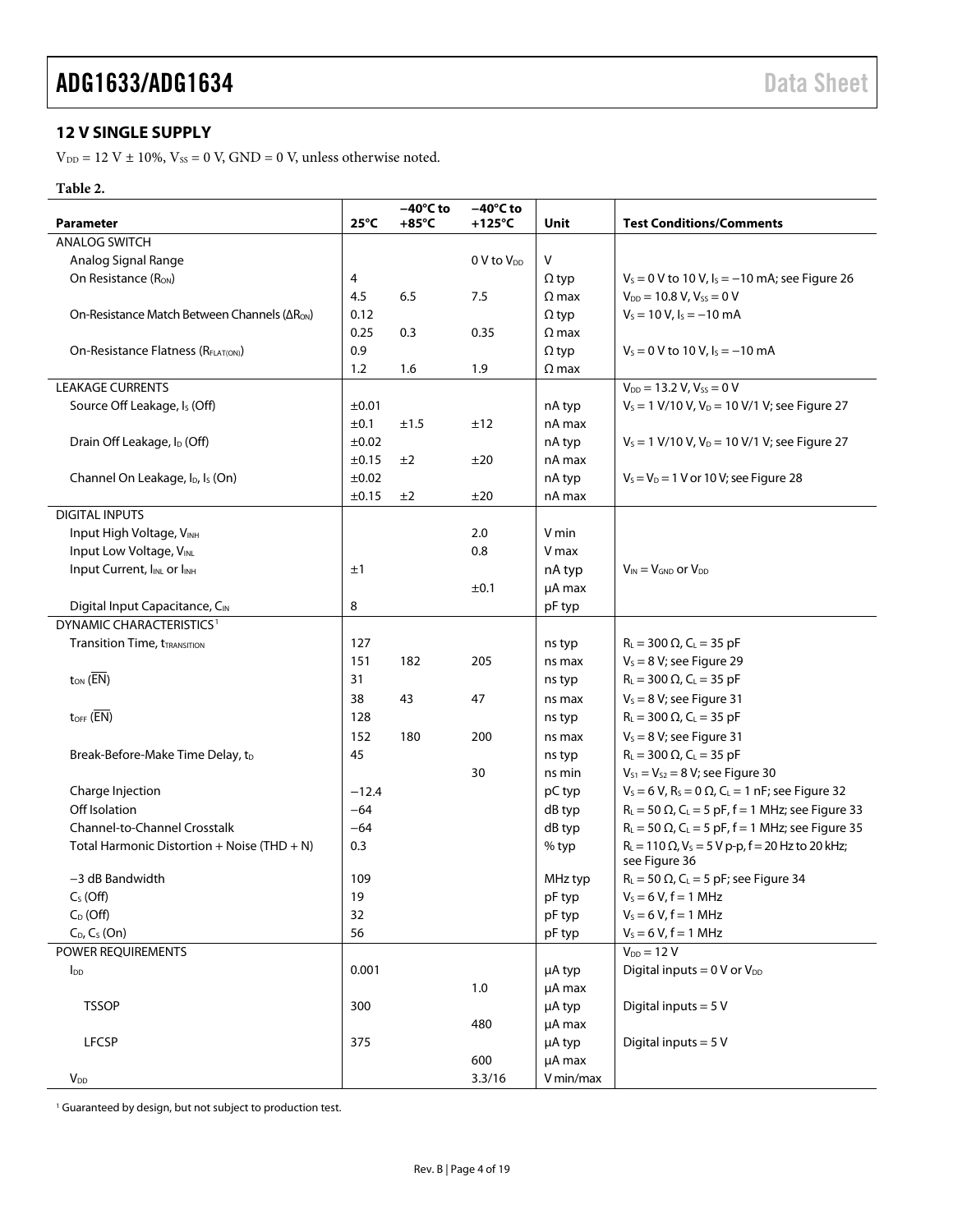## 12 V SINGLE SUPPLY

$V_{DD}$ = 12 V ± 10%, $V_{SS}$ = 0 V, GND = 0 V, unless otherwise noted.

**Table 2.**

| Parameter | 25°C | −40°C to +85°C | −40°C to +125°C | Unit | Test Conditions/Comments |
|---|---|---|---|---|---|
| ANALOG SWITCH | | | | | |
| Analog Signal Range | | | 0 V to $V_{DD}$ | V | |
| On Resistance ($R_{ON}$) | 4 | | | Ω typ | $V_S$ = 0 V to 10 V, $I_S$ = −10 mA; see Figure 26 |
| | 4.5 | 6.5 | 7.5 | Ω max | $V_{DD}$ = 10.8 V, $V_{SS}$ = 0 V |
| On-Resistance Match Between Channels ($\Delta R_{ON}$) | 0.12 | | | Ω typ | $V_S$ = 10 V, $I_S$ = −10 mA |
| | 0.25 | 0.3 | 0.35 | Ω max | |
| On-Resistance Flatness ($R_{FLAT(ON)}$) | 0.9 | | | Ω typ | $V_S$ = 0 V to 10 V, $I_S$ = −10 mA |
| | 1.2 | 1.6 | 1.9 | Ω max | |
| LEAKAGE CURRENTS | | | | | $V_{DD}$ = 13.2 V, $V_{SS}$ = 0 V |
| Source Off Leakage, $I_S$ (Off) | ±0.01 | | | nA typ | $V_S$ = 1 V/10 V, $V_D$ = 10 V/1 V; see Figure 27 |
| | ±0.1 | ±1.5 | ±12 | nA max | |
| Drain Off Leakage, $I_D$ (Off) | ±0.02 | | | nA typ | $V_S$ = 1 V/10 V, $V_D$ = 10 V/1 V; see Figure 27 |
| | ±0.15 | ±2 | ±20 | nA max | |
| Channel On Leakage, $I_D$, $I_S$ (On) | ±0.02 | | | nA typ | $V_S$ = $V_D$ = 1 V or 10 V; see Figure 28 |
| | ±0.15 | ±2 | ±20 | nA max | |
| DIGITAL INPUTS | | | | | |
| Input High Voltage, $V_{INH}$ | | | 2.0 | V min | |
| Input Low Voltage, $V_{INL}$ | | | 0.8 | V max | |
| Input Current, $I_{INL}$ or $I_{INH}$ | ±1 | | | nA typ | $V_{IN}$ = $V_{GND}$ or $V_{DD}$ |
| | | | ±0.1 | µA max | |
| Digital Input Capacitance, $C_{IN}$ | 8 | | | pF typ | |
| DYNAMIC CHARACTERISTICS[1] | | | | | |
| Transition Time, $t_{TRANSITION}$ | 127 | | | ns typ | $R_L$ = 300 Ω, $C_L$ = 35 pF |
| | 151 | 182 | 205 | ns max | $V_S$ = 8 V; see Figure 29 |
| $t_{ON}$ ($\overline{EN}$) | 31 | | | ns typ | $R_L$ = 300 Ω, $C_L$ = 35 pF |
| | 38 | 43 | 47 | ns max | $V_S$ = 8 V; see Figure 31 |
| $t_{OFF}$ ($\overline{EN}$) | 128 | | | ns typ | $R_L$ = 300 Ω, $C_L$ = 35 pF |
| | 152 | 180 | 200 | ns max | $V_S$ = 8 V; see Figure 31 |
| Break-Before-Make Time Delay, $t_D$ | 45 | | | ns typ | $R_L$ = 300 Ω, $C_L$ = 35 pF |
| | | | 30 | ns min | $V_{S1}$ = $V_{S2}$ = 8 V; see Figure 30 |
| Charge Injection | −12.4 | | | pC typ | $V_S$ = 6 V, $R_S$ = 0 Ω, $C_L$ = 1 nF; see Figure 32 |
| Off Isolation | −64 | | | dB typ | $R_L$ = 50 Ω, $C_L$ = 5 pF, f = 1 MHz; see Figure 33 |
| Channel-to-Channel Crosstalk | −64 | | | dB typ | $R_L$ = 50 Ω, $C_L$ = 5 pF, f = 1 MHz; see Figure 35 |
| Total Harmonic Distortion + Noise (THD + N) | 0.3 | | | % typ | $R_L$ = 110 Ω, $V_S$ = 5 V p-p, f = 20 Hz to 20 kHz; see Figure 36 |
| −3 dB Bandwidth | 109 | | | MHz typ | $R_L$ = 50 Ω, $C_L$ = 5 pF; see Figure 34 |
| $C_S$ (Off) | 19 | | | pF typ | $V_S$ = 6 V, f = 1 MHz |
| $C_D$ (Off) | 32 | | | pF typ | $V_S$ = 6 V, f = 1 MHz |
| $C_D$, $C_S$ (On) | 56 | | | pF typ | $V_S$ = 6 V, f = 1 MHz |
| POWER REQUIREMENTS | | | | | $V_{DD}$ = 12 V |
| $I_{DD}$ | 0.001 | | | µA typ | Digital inputs = 0 V or $V_{DD}$ |
| | | | 1.0 | µA max | |
| TSSOP | 300 | | | µA typ | Digital inputs = 5 V |
| | | | 480 | µA max | |
| LFCSP | 375 | | | µA typ | Digital inputs = 5 V |
| | | | 600 | µA max | |
| $V_{DD}$ | | | 3.3/16 | V min/max | |

[1] Guaranteed by design, but not subject to production test.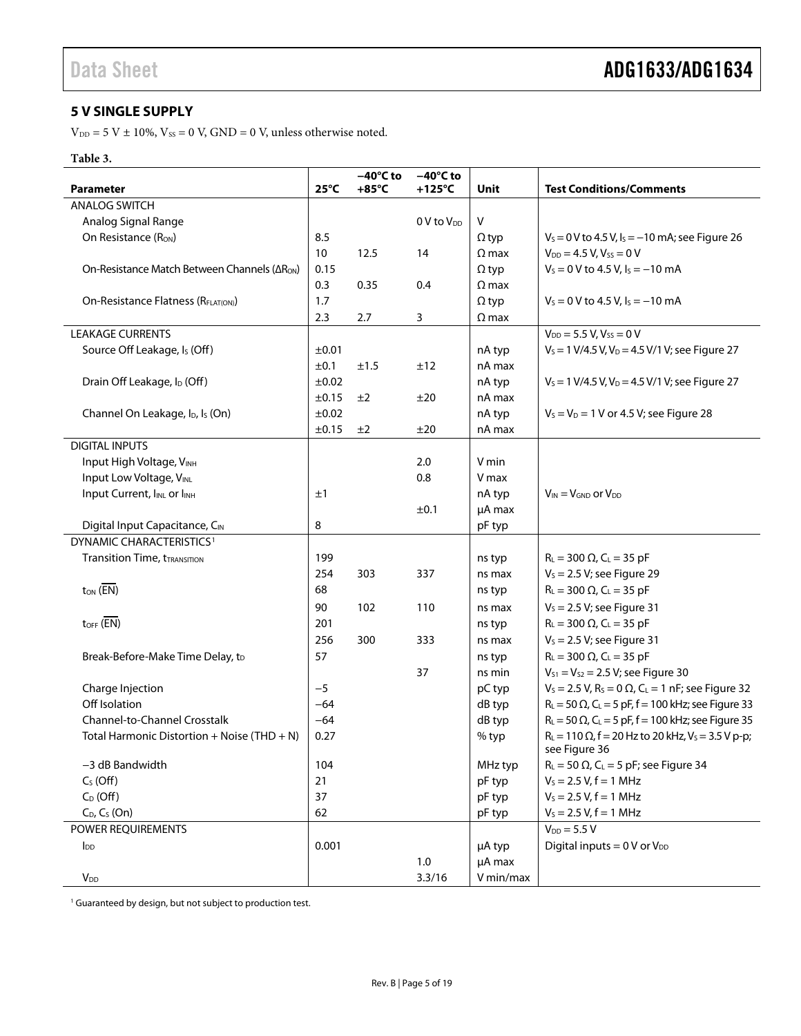## 5 V SINGLE SUPPLY

$V_{DD}$ = 5 V ± 10%, $V_{SS}$ = 0 V, GND = 0 V, unless otherwise noted.

**Table 3.**

| Parameter | 25°C | −40°C to +85°C | −40°C to +125°C | Unit | Test Conditions/Comments |
|---|---|---|---|---|---|
| ANALOG SWITCH | | | | | |
| Analog Signal Range | | | 0 V to $V_{DD}$ | V | |
| On Resistance ($R_{ON}$) | 8.5 | | | Ω typ | $V_S$ = 0 V to 4.5 V, $I_S$ = −10 mA; see Figure 26 |
| | 10 | 12.5 | 14 | Ω max | $V_{DD}$ = 4.5 V, $V_{SS}$ = 0 V |
| On-Resistance Match Between Channels ($\Delta R_{ON}$) | 0.15 | | | Ω typ | $V_S$ = 0 V to 4.5 V, $I_S$ = −10 mA |
| | 0.3 | 0.35 | 0.4 | Ω max | |
| On-Resistance Flatness ($R_{FLAT(ON)}$) | 1.7 | | | Ω typ | $V_S$ = 0 V to 4.5 V, $I_S$ = −10 mA |
| | 2.3 | 2.7 | 3 | Ω max | |
| LEAKAGE CURRENTS | | | | | $V_{DD}$ = 5.5 V, $V_{SS}$ = 0 V |
| Source Off Leakage, $I_S$ (Off) | ±0.01 | | | nA typ | $V_S$ = 1 V/4.5 V, $V_D$ = 4.5 V/1 V; see Figure 27 |
| | ±0.1 | ±1.5 | ±12 | nA max | |
| Drain Off Leakage, $I_D$ (Off) | ±0.02 | | | nA typ | $V_S$ = 1 V/4.5 V, $V_D$ = 4.5 V/1 V; see Figure 27 |
| | ±0.15 | ±2 | ±20 | nA max | |
| Channel On Leakage, $I_D$, $I_S$ (On) | ±0.02 | | | nA typ | $V_S$ = $V_D$ = 1 V or 4.5 V; see Figure 28 |
| | ±0.15 | ±2 | ±20 | nA max | |
| DIGITAL INPUTS | | | | | |
| Input High Voltage, $V_{INH}$ | | | 2.0 | V min | |
| Input Low Voltage, $V_{INL}$ | | | 0.8 | V max | |
| Input Current, $I_{INL}$ or $I_{INH}$ | ±1 | | | nA typ | $V_{IN}$ = $V_{GND}$ or $V_{DD}$ |
| | | | ±0.1 | µA max | |
| Digital Input Capacitance, $C_{IN}$ | 8 | | | pF typ | |
| DYNAMIC CHARACTERISTICS[1] | | | | | |
| Transition Time, $t_{TRANSITION}$ | 199 | | | ns typ | $R_L$ = 300 Ω, $C_L$ = 35 pF |
| | 254 | 303 | 337 | ns max | $V_S$ = 2.5 V; see Figure 29 |
| $t_{ON}$ ($\overline{EN}$) | 68 | | | ns typ | $R_L$ = 300 Ω, $C_L$ = 35 pF |
| | 90 | 102 | 110 | ns max | $V_S$ = 2.5 V; see Figure 31 |
| $t_{OFF}$ ($\overline{EN}$) | 201 | | | ns typ | $R_L$ = 300 Ω, $C_L$ = 35 pF |
| | 256 | 300 | 333 | ns max | $V_S$ = 2.5 V; see Figure 31 |
| Break-Before-Make Time Delay, $t_D$ | 57 | | | ns typ | $R_L$ = 300 Ω, $C_L$ = 35 pF |
| | | | 37 | ns min | $V_{S1}$ = $V_{S2}$ = 2.5 V; see Figure 30 |
| Charge Injection | −5 | | | pC typ | $V_S$ = 2.5 V, $R_S$ = 0 Ω, $C_L$ = 1 nF; see Figure 32 |
| Off Isolation | −64 | | | dB typ | $R_L$ = 50 Ω, $C_L$ = 5 pF, f = 100 kHz; see Figure 33 |
| Channel-to-Channel Crosstalk | −64 | | | dB typ | $R_L$ = 50 Ω, $C_L$ = 5 pF, f = 100 kHz; see Figure 35 |
| Total Harmonic Distortion + Noise (THD + N) | 0.27 | | | % typ | $R_L$ = 110 Ω, f = 20 Hz to 20 kHz, $V_S$ = 3.5 V p-p; see Figure 36 |
| −3 dB Bandwidth | 104 | | | MHz typ | $R_L$ = 50 Ω, $C_L$ = 5 pF; see Figure 34 |
| $C_S$ (Off) | 21 | | | pF typ | $V_S$ = 2.5 V, f = 1 MHz |
| $C_D$ (Off) | 37 | | | pF typ | $V_S$ = 2.5 V, f = 1 MHz |
| $C_D$, $C_S$ (On) | 62 | | | pF typ | $V_S$ = 2.5 V, f = 1 MHz |
| POWER REQUIREMENTS | | | | | $V_{DD}$ = 5.5 V |
| $I_{DD}$ | 0.001 | | | µA typ | Digital inputs = 0 V or $V_{DD}$ |
| | | | 1.0 | µA max | |
| $V_{DD}$ | | | 3.3/16 | V min/max | |

[1] Guaranteed by design, but not subject to production test.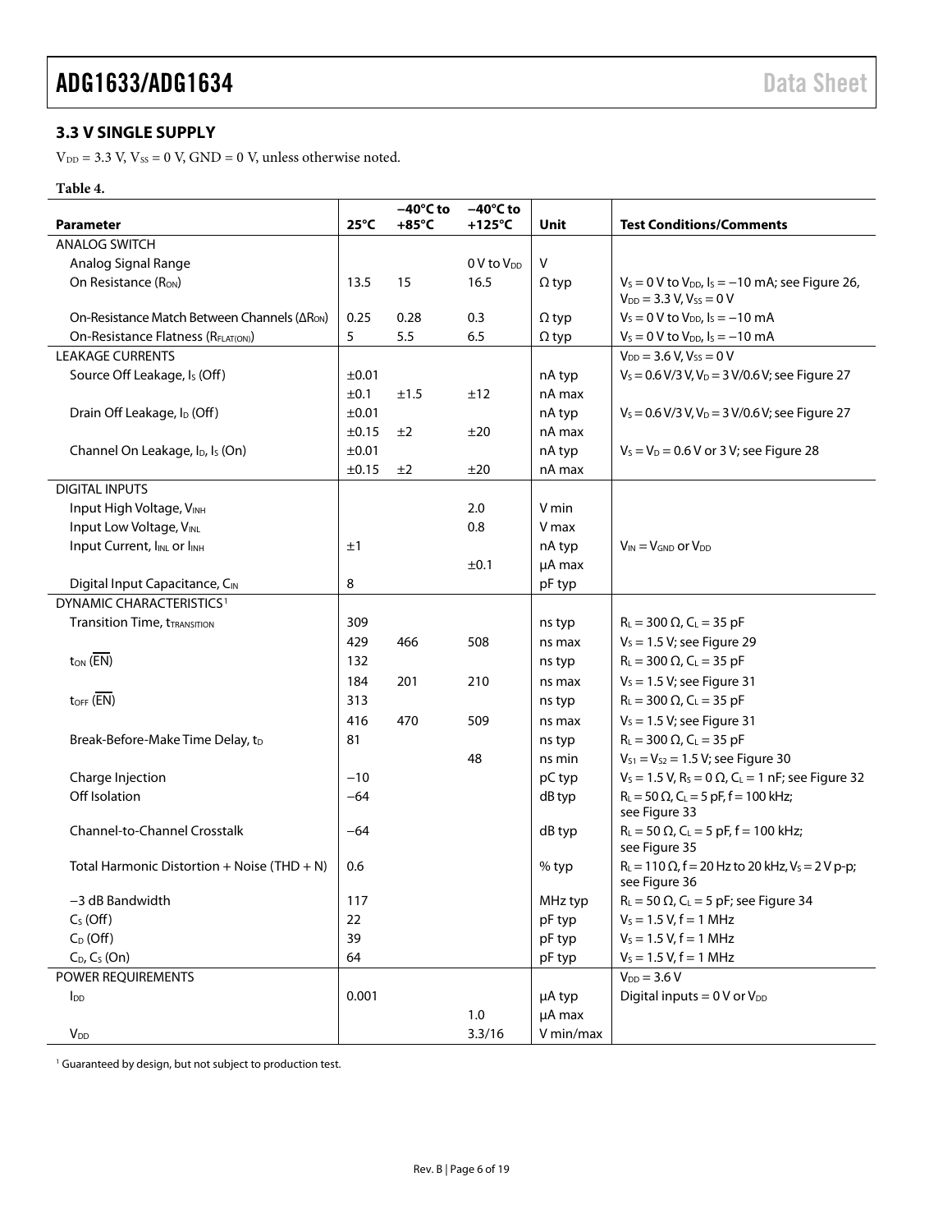## 3.3 V SINGLE SUPPLY

$V_{DD}$ = 3.3 V, $V_{SS}$ = 0 V, GND = 0 V, unless otherwise noted.

**Table 4.**

| Parameter | 25°C | −40°C to +85°C | −40°C to +125°C | Unit | Test Conditions/Comments |
|---|---|---|---|---|---|
| ANALOG SWITCH | | | | | |
| Analog Signal Range | | | 0 V to $V_{DD}$ | V | |
| On Resistance ($R_{ON}$) | 13.5 | 15 | 16.5 | Ω typ | $V_S$ = 0 V to $V_{DD}$, $I_S$ = −10 mA; see Figure 26, $V_{DD}$ = 3.3 V, $V_{SS}$ = 0 V |
| On-Resistance Match Between Channels ($\Delta R_{ON}$) | 0.25 | 0.28 | 0.3 | Ω typ | $V_S$ = 0 V to $V_{DD}$, $I_S$ = −10 mA |
| On-Resistance Flatness ($R_{FLAT(ON)}$) | 5 | 5.5 | 6.5 | Ω typ | $V_S$ = 0 V to $V_{DD}$, $I_S$ = −10 mA |
| LEAKAGE CURRENTS | | | | | $V_{DD}$ = 3.6 V, $V_{SS}$ = 0 V |
| Source Off Leakage, $I_S$ (Off) | ±0.01 | | | nA typ | $V_S$ = 0.6 V/3 V, $V_D$ = 3 V/0.6 V; see Figure 27 |
| | ±0.1 | ±1.5 | ±12 | nA max | |
| Drain Off Leakage, $I_D$ (Off) | ±0.01 | | | nA typ | $V_S$ = 0.6 V/3 V, $V_D$ = 3 V/0.6 V; see Figure 27 |
| | ±0.15 | ±2 | ±20 | nA max | |
| Channel On Leakage, $I_D$, $I_S$ (On) | ±0.01 | | | nA typ | $V_S$ = $V_D$ = 0.6 V or 3 V; see Figure 28 |
| | ±0.15 | ±2 | ±20 | nA max | |
| DIGITAL INPUTS | | | | | |
| Input High Voltage, $V_{INH}$ | | | 2.0 | V min | |
| Input Low Voltage, $V_{INL}$ | | | 0.8 | V max | |
| Input Current, $I_{INL}$ or $I_{INH}$ | ±1 | | | nA typ | $V_{IN}$ = $V_{GND}$ or $V_{DD}$ |
| | | | ±0.1 | µA max | |
| Digital Input Capacitance, $C_{IN}$ | 8 | | | pF typ | |
| DYNAMIC CHARACTERISTICS[1] | | | | | |
| Transition Time, $t_{TRANSITION}$ | 309 | | | ns typ | $R_L$ = 300 Ω, $C_L$ = 35 pF |
| | 429 | 466 | 508 | ns max | $V_S$ = 1.5 V; see Figure 29 |
| $t_{ON}$ ($\overline{EN}$) | 132 | | | ns typ | $R_L$ = 300 Ω, $C_L$ = 35 pF |
| | 184 | 201 | 210 | ns max | $V_S$ = 1.5 V; see Figure 31 |
| $t_{OFF}$ ($\overline{EN}$) | 313 | | | ns typ | $R_L$ = 300 Ω, $C_L$ = 35 pF |
| | 416 | 470 | 509 | ns max | $V_S$ = 1.5 V; see Figure 31 |
| Break-Before-Make Time Delay, $t_D$ | 81 | | | ns typ | $R_L$ = 300 Ω, $C_L$ = 35 pF |
| | | | 48 | ns min | $V_{S1}$ = $V_{S2}$ = 1.5 V; see Figure 30 |
| Charge Injection | −10 | | | pC typ | $V_S$ = 1.5 V, $R_S$ = 0 Ω, $C_L$ = 1 nF; see Figure 32 |
| Off Isolation | −64 | | | dB typ | $R_L$ = 50 Ω, $C_L$ = 5 pF, f = 100 kHz; see Figure 33 |
| Channel-to-Channel Crosstalk | −64 | | | dB typ | $R_L$ = 50 Ω, $C_L$ = 5 pF, f = 100 kHz; see Figure 35 |
| Total Harmonic Distortion + Noise (THD + N) | 0.6 | | | % typ | $R_L$ = 110 Ω, f = 20 Hz to 20 kHz, $V_S$ = 2 V p-p; see Figure 36 |
| −3 dB Bandwidth | 117 | | | MHz typ | $R_L$ = 50 Ω, $C_L$ = 5 pF; see Figure 34 |
| $C_S$ (Off) | 22 | | | pF typ | $V_S$ = 1.5 V, f = 1 MHz |
| $C_D$ (Off) | 39 | | | pF typ | $V_S$ = 1.5 V, f = 1 MHz |
| $C_D$, $C_S$ (On) | 64 | | | pF typ | $V_S$ = 1.5 V, f = 1 MHz |
| POWER REQUIREMENTS | | | | | $V_{DD}$ = 3.6 V |
| $I_{DD}$ | 0.001 | | | µA typ | Digital inputs = 0 V or $V_{DD}$ |
| | | | 1.0 | µA max | |
| $V_{DD}$ | | | 3.3/16 | V min/max | |

[1] Guaranteed by design, but not subject to production test.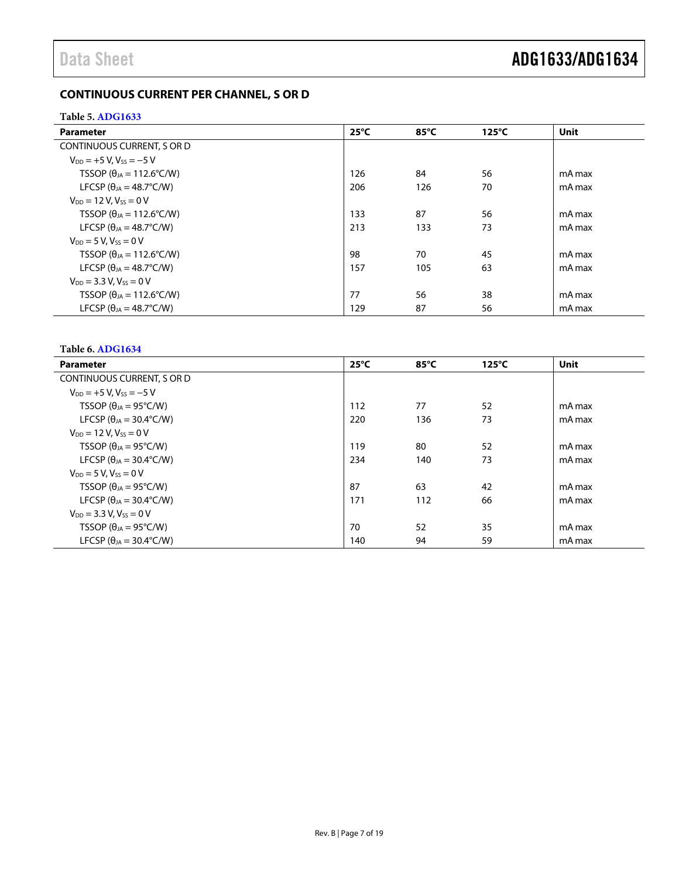## CONTINUOUS CURRENT PER CHANNEL, S OR D

**Table 5. ADG1633**

| Parameter | 25°C | 85°C | 125°C | Unit |
| --- | --- | --- | --- | --- |
| CONTINUOUS CURRENT, S OR D | | | | |
| $V_{DD}$ = +5 V, $V_{SS}$ = −5 V | | | | |
| TSSOP ($\theta_{JA}$ = 112.6°C/W) | 126 | 84 | 56 | mA max |
| LFCSP ($\theta_{JA}$ = 48.7°C/W) | 206 | 126 | 70 | mA max |
| $V_{DD}$ = 12 V, $V_{SS}$ = 0 V | | | | |
| TSSOP ($\theta_{JA}$ = 112.6°C/W) | 133 | 87 | 56 | mA max |
| LFCSP ($\theta_{JA}$ = 48.7°C/W) | 213 | 133 | 73 | mA max |
| $V_{DD}$ = 5 V, $V_{SS}$ = 0 V | | | | |
| TSSOP ($\theta_{JA}$ = 112.6°C/W) | 98 | 70 | 45 | mA max |
| LFCSP ($\theta_{JA}$ = 48.7°C/W) | 157 | 105 | 63 | mA max |
| $V_{DD}$ = 3.3 V, $V_{SS}$ = 0 V | | | | |
| TSSOP ($\theta_{JA}$ = 112.6°C/W) | 77 | 56 | 38 | mA max |
| LFCSP ($\theta_{JA}$ = 48.7°C/W) | 129 | 87 | 56 | mA max |

**Table 6. ADG1634**

| Parameter | 25°C | 85°C | 125°C | Unit |
| --- | --- | --- | --- | --- |
| CONTINUOUS CURRENT, S OR D | | | | |
| $V_{DD}$ = +5 V, $V_{SS}$ = −5 V | | | | |
| TSSOP ($\theta_{JA}$ = 95°C/W) | 112 | 77 | 52 | mA max |
| LFCSP ($\theta_{JA}$ = 30.4°C/W) | 220 | 136 | 73 | mA max |
| $V_{DD}$ = 12 V, $V_{SS}$ = 0 V | | | | |
| TSSOP ($\theta_{JA}$ = 95°C/W) | 119 | 80 | 52 | mA max |
| LFCSP ($\theta_{JA}$ = 30.4°C/W) | 234 | 140 | 73 | mA max |
| $V_{DD}$ = 5 V, $V_{SS}$ = 0 V | | | | |
| TSSOP ($\theta_{JA}$ = 95°C/W) | 87 | 63 | 42 | mA max |
| LFCSP ($\theta_{JA}$ = 30.4°C/W) | 171 | 112 | 66 | mA max |
| $V_{DD}$ = 3.3 V, $V_{SS}$ = 0 V | | | | |
| TSSOP ($\theta_{JA}$ = 95°C/W) | 70 | 52 | 35 | mA max |
| LFCSP ($\theta_{JA}$ = 30.4°C/W) | 140 | 94 | 59 | mA max |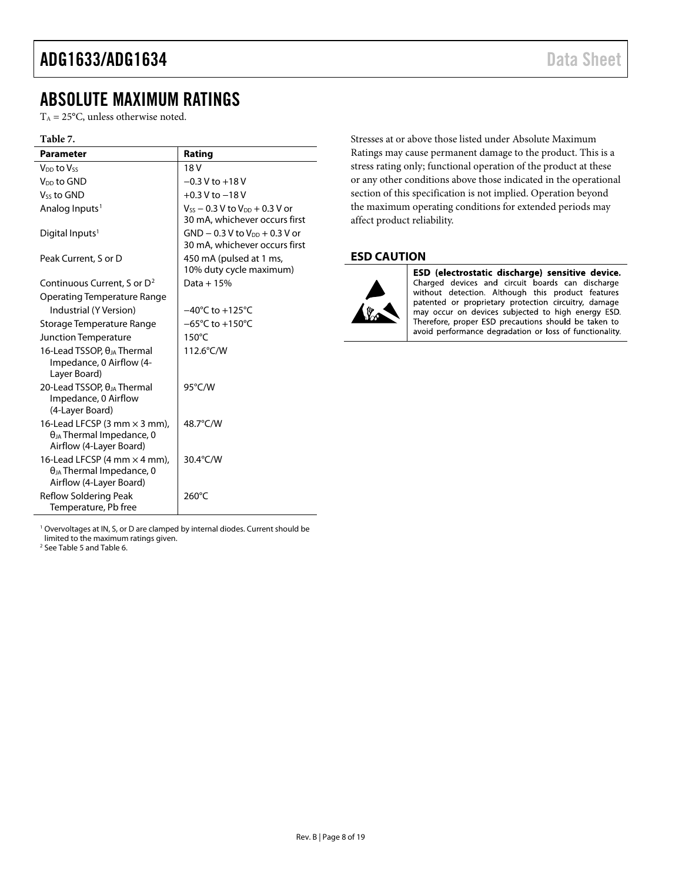# ABSOLUTE MAXIMUM RATINGS

$T_A$ = 25°C, unless otherwise noted.

**Table 7.**

| Parameter | Rating |
|---|---|
| $V_{DD}$ to $V_{SS}$ | 18 V |
| $V_{DD}$ to GND | −0.3 V to +18 V |
| $V_{SS}$ to GND | +0.3 V to −18 V |
| Analog Inputs[1] | $V_{SS}$ − 0.3 V to $V_{DD}$ + 0.3 V or 30 mA, whichever occurs first |
| Digital Inputs[1] | GND − 0.3 V to $V_{DD}$ + 0.3 V or 30 mA, whichever occurs first |
| Peak Current, S or D | 450 mA (pulsed at 1 ms, 10% duty cycle maximum) |
| Continuous Current, S or D[2] | Data + 15% |
| Operating Temperature Range | |
| Industrial (Y Version) | −40°C to +125°C |
| Storage Temperature Range | −65°C to +150°C |
| Junction Temperature | 150°C |
| 16-Lead TSSOP, $\theta_{JA}$ Thermal Impedance, 0 Airflow (4-Layer Board) | 112.6°C/W |
| 20-Lead TSSOP, $\theta_{JA}$ Thermal Impedance, 0 Airflow (4-Layer Board) | 95°C/W |
| 16-Lead LFCSP (3 mm × 3 mm), $\theta_{JA}$ Thermal Impedance, 0 Airflow (4-Layer Board) | 48.7°C/W |
| 16-Lead LFCSP (4 mm × 4 mm), $\theta_{JA}$ Thermal Impedance, 0 Airflow (4-Layer Board) | 30.4°C/W |
| Reflow Soldering Peak Temperature, Pb free | 260°C |

[1] Overvoltages at IN, S, or D are clamped by internal diodes. Current should be limited to the maximum ratings given.
[2] See Table 5 and Table 6.

Stresses at or above those listed under Absolute Maximum Ratings may cause permanent damage to the product. This is a stress rating only; functional operation of the product at these or any other conditions above those indicated in the operational section of this specification is not implied. Operation beyond the maximum operating conditions for extended periods may affect product reliability.

## ESD CAUTION

**ESD (electrostatic discharge) sensitive device.** Charged devices and circuit boards can discharge without detection. Although this product features patented or proprietary protection circuitry, damage may occur on devices subjected to high energy ESD. Therefore, proper ESD precautions should be taken to avoid performance degradation or loss of functionality.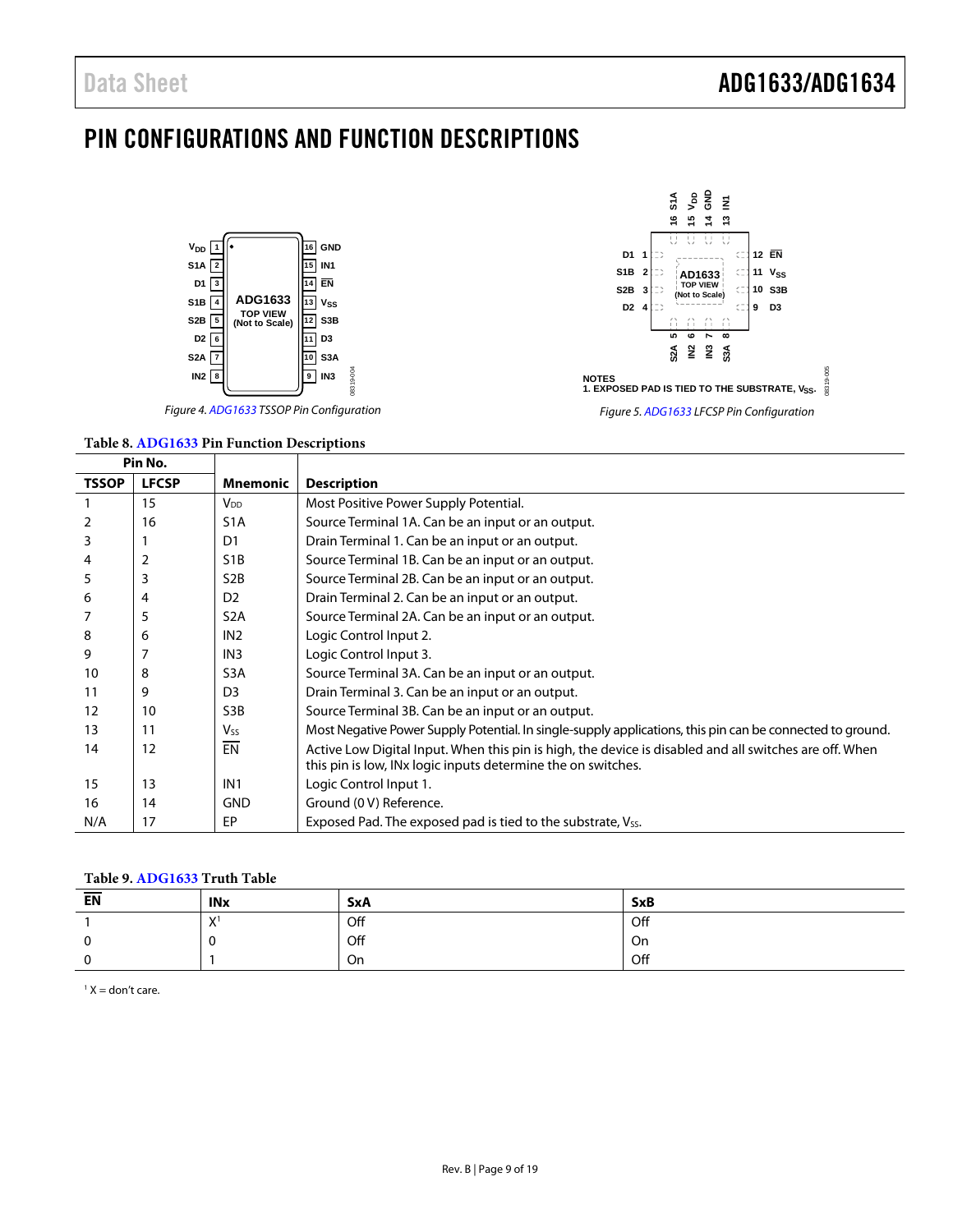# PIN CONFIGURATIONS AND FUNCTION DESCRIPTIONS

*Figure 4. ADG1633 TSSOP Pin Configuration*

NOTES
1. EXPOSED PAD IS TIED TO THE SUBSTRATE, $V_{SS}$.

*Figure 5. ADG1633 LFCSP Pin Configuration*

**Table 8. ADG1633 Pin Function Descriptions**

| Pin No. | | | |
|---|---|---|---|
| **TSSOP** | **LFCSP** | **Mnemonic** | **Description** |
| 1 | 15 | $V_{DD}$ | Most Positive Power Supply Potential. |
| 2 | 16 | S1A | Source Terminal 1A. Can be an input or an output. |
| 3 | 1 | D1 | Drain Terminal 1. Can be an input or an output. |
| 4 | 2 | S1B | Source Terminal 1B. Can be an input or an output. |
| 5 | 3 | S2B | Source Terminal 2B. Can be an input or an output. |
| 6 | 4 | D2 | Drain Terminal 2. Can be an input or an output. |
| 7 | 5 | S2A | Source Terminal 2A. Can be an input or an output. |
| 8 | 6 | IN2 | Logic Control Input 2. |
| 9 | 7 | IN3 | Logic Control Input 3. |
| 10 | 8 | S3A | Source Terminal 3A. Can be an input or an output. |
| 11 | 9 | D3 | Drain Terminal 3. Can be an input or an output. |
| 12 | 10 | S3B | Source Terminal 3B. Can be an input or an output. |
| 13 | 11 | $V_{SS}$ | Most Negative Power Supply Potential. In single-supply applications, this pin can be connected to ground. |
| 14 | 12 | $\overline{EN}$ | Active Low Digital Input. When this pin is high, the device is disabled and all switches are off. When this pin is low, INx logic inputs determine the on switches. |
| 15 | 13 | IN1 | Logic Control Input 1. |
| 16 | 14 | GND | Ground (0 V) Reference. |
| N/A | 17 | EP | Exposed Pad. The exposed pad is tied to the substrate, $V_{SS}$. |

**Table 9. ADG1633 Truth Table**

| $\overline{EN}$ | INx | SxA | SxB |
|---|---|---|---|
| 1 | X[1] | Off | Off |
| 0 | 0 | Off | On |
| 0 | 1 | On | Off |

[1] X = don't care.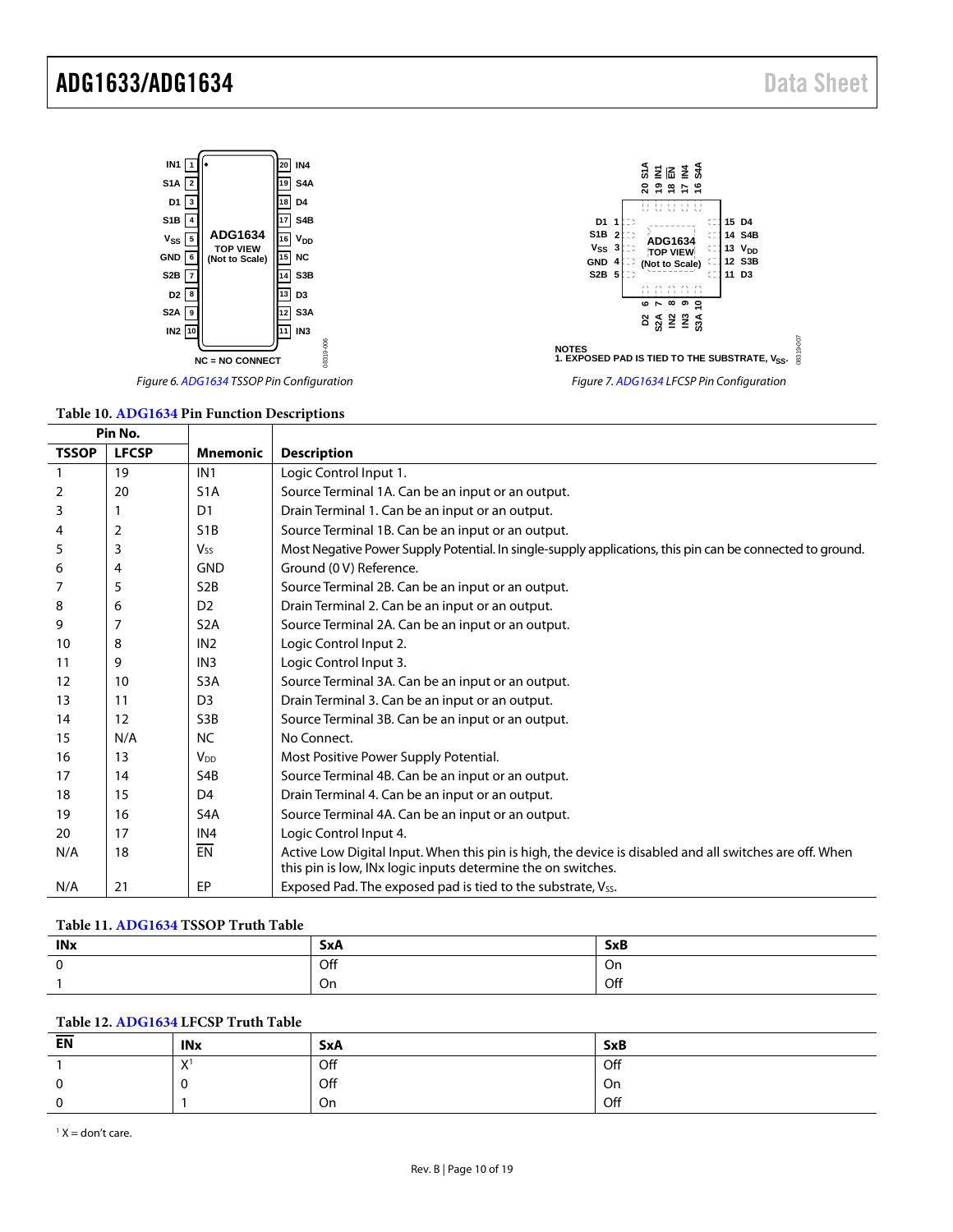Figure 6. ADG1634 TSSOP Pin Configuration

NOTES
1. EXPOSED PAD IS TIED TO THE SUBSTRATE, $V_{SS}$.

Figure 7. ADG1634 LFCSP Pin Configuration

**Table 10. ADG1634 Pin Function Descriptions**

| Pin No. | | | |
|---|---|---|---|
| **TSSOP** | **LFCSP** | **Mnemonic** | **Description** |
| 1 | 19 | IN1 | Logic Control Input 1. |
| 2 | 20 | S1A | Source Terminal 1A. Can be an input or an output. |
| 3 | 1 | D1 | Drain Terminal 1. Can be an input or an output. |
| 4 | 2 | S1B | Source Terminal 1B. Can be an input or an output. |
| 5 | 3 | $V_{SS}$ | Most Negative Power Supply Potential. In single-supply applications, this pin can be connected to ground. |
| 6 | 4 | GND | Ground (0 V) Reference. |
| 7 | 5 | S2B | Source Terminal 2B. Can be an input or an output. |
| 8 | 6 | D2 | Drain Terminal 2. Can be an input or an output. |
| 9 | 7 | S2A | Source Terminal 2A. Can be an input or an output. |
| 10 | 8 | IN2 | Logic Control Input 2. |
| 11 | 9 | IN3 | Logic Control Input 3. |
| 12 | 10 | S3A | Source Terminal 3A. Can be an input or an output. |
| 13 | 11 | D3 | Drain Terminal 3. Can be an input or an output. |
| 14 | 12 | S3B | Source Terminal 3B. Can be an input or an output. |
| 15 | N/A | NC | No Connect. |
| 16 | 13 | $V_{DD}$ | Most Positive Power Supply Potential. |
| 17 | 14 | S4B | Source Terminal 4B. Can be an input or an output. |
| 18 | 15 | D4 | Drain Terminal 4. Can be an input or an output. |
| 19 | 16 | S4A | Source Terminal 4A. Can be an input or an output. |
| 20 | 17 | IN4 | Logic Control Input 4. |
| N/A | 18 | $\overline{EN}$ | Active Low Digital Input. When this pin is high, the device is disabled and all switches are off. When this pin is low, INx logic inputs determine the on switches. |
| N/A | 21 | EP | Exposed Pad. The exposed pad is tied to the substrate, $V_{SS}$. |

**Table 11. ADG1634 TSSOP Truth Table**

| INx | SxA | SxB |
|---|---|---|
| 0 | Off | On |
| 1 | On | Off |

**Table 12. ADG1634 LFCSP Truth Table**

| $\overline{EN}$ | INx | SxA | SxB |
|---|---|---|---|
| 1 | X[1] | Off | Off |
| 0 | 0 | Off | On |
| 0 | 1 | On | Off |

[1] X = don't care.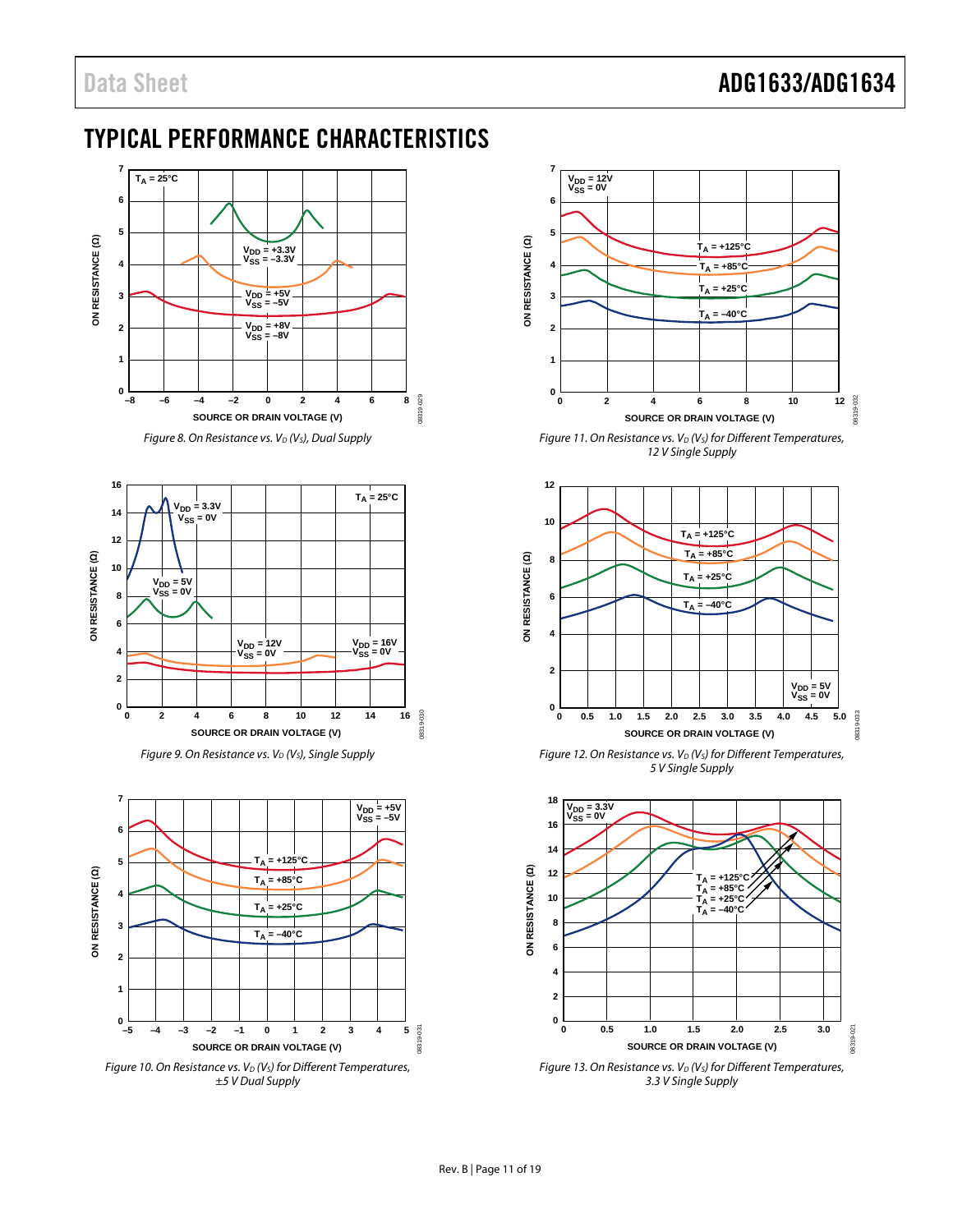# TYPICAL PERFORMANCE CHARACTERISTICS

Figure 8. On Resistance vs. $V_D$ ($V_S$), Dual Supply

Figure 9. On Resistance vs. $V_D$ ($V_S$), Single Supply

Figure 10. On Resistance vs. $V_D$ ($V_S$) for Different Temperatures, ±5 V Dual Supply

Figure 11. On Resistance vs. $V_D$ ($V_S$) for Different Temperatures, 12 V Single Supply

Figure 12. On Resistance vs. $V_D$ ($V_S$) for Different Temperatures, 5 V Single Supply

Figure 13. On Resistance vs. $V_D$ ($V_S$) for Different Temperatures, 3.3 V Single Supply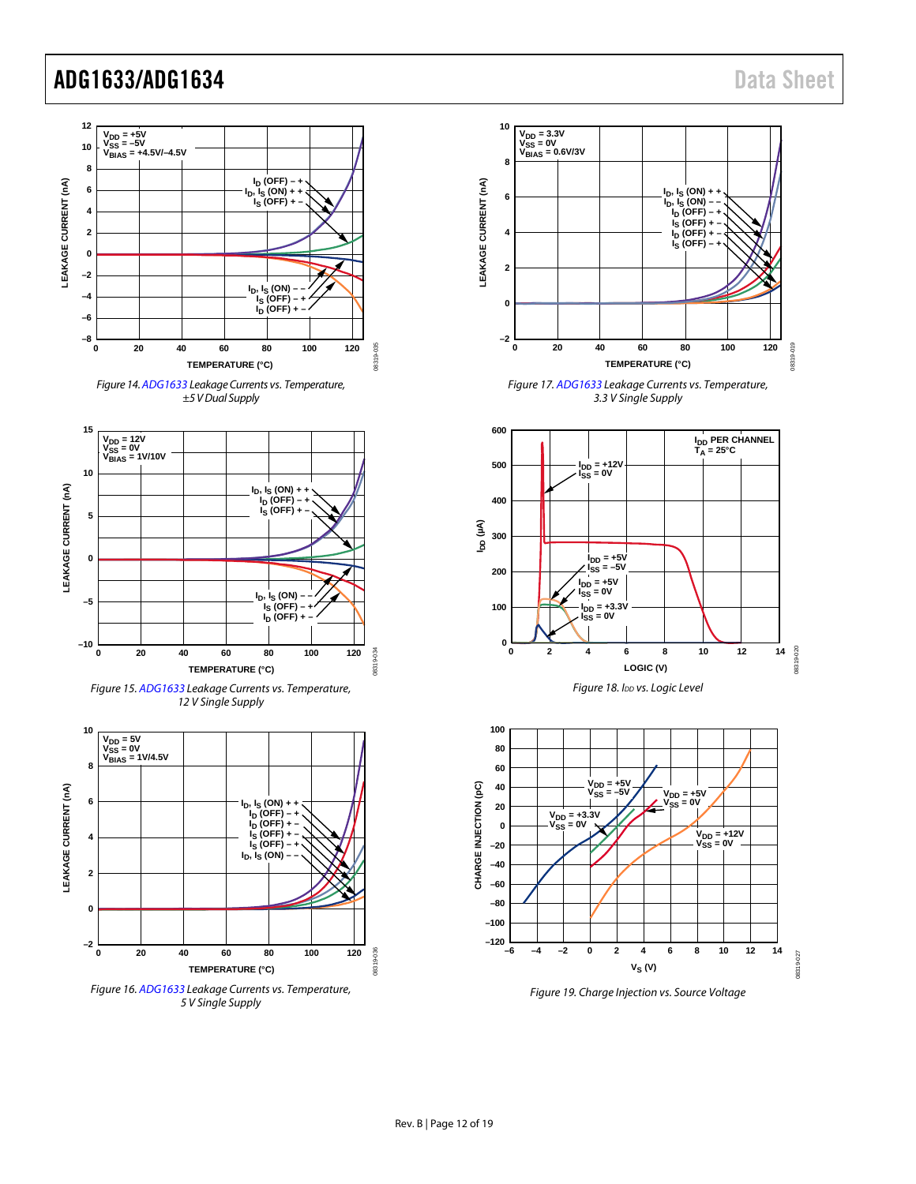Figure 14. ADG1633 Leakage Currents vs. Temperature, ±5 V Dual Supply

Figure 15. ADG1633 Leakage Currents vs. Temperature, 12 V Single Supply

Figure 16. ADG1633 Leakage Currents vs. Temperature, 5 V Single Supply

Figure 17. ADG1633 Leakage Currents vs. Temperature, 3.3 V Single Supply

Figure 18. $I_{DD}$ vs. Logic Level

Figure 19. Charge Injection vs. Source Voltage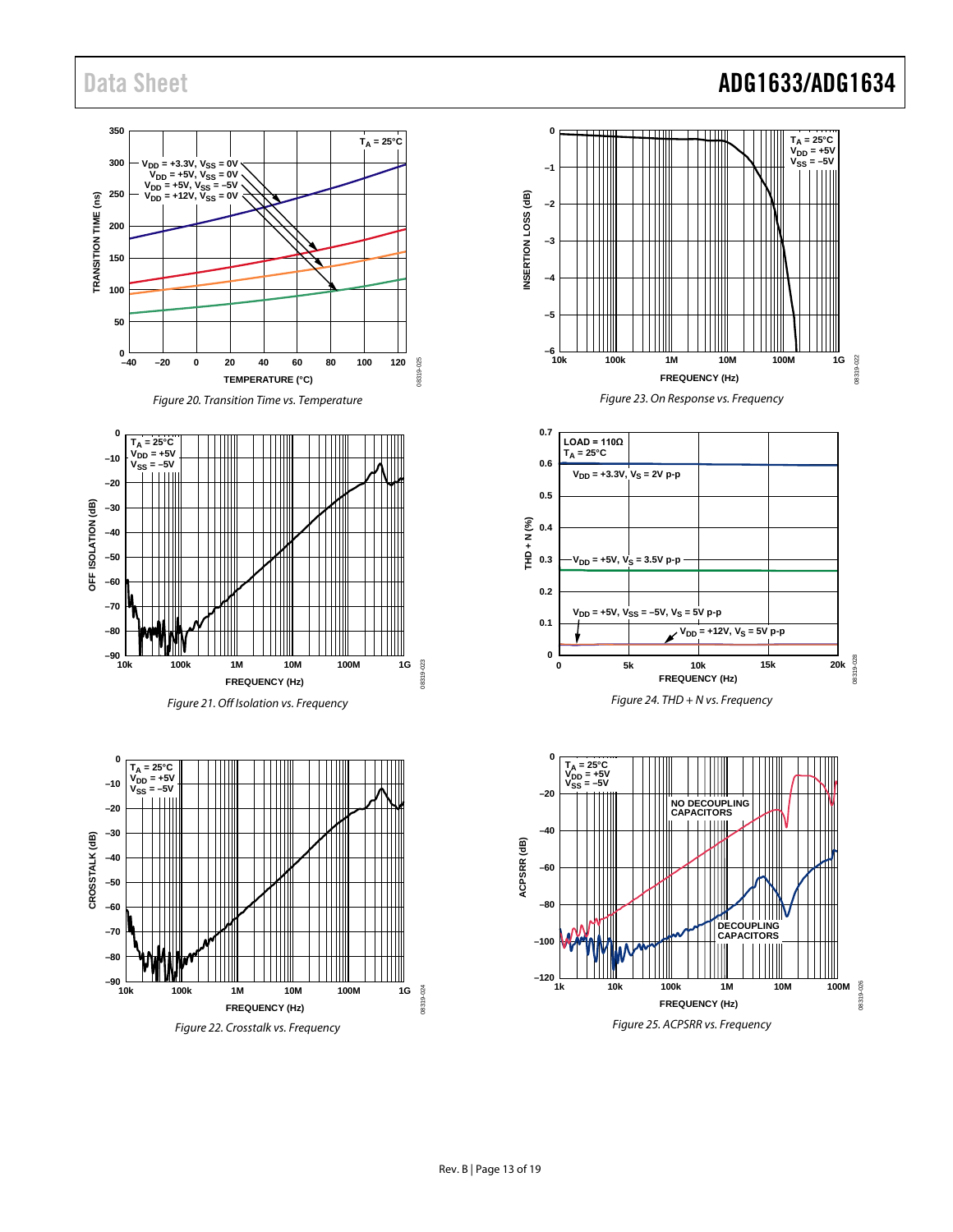Figure 20. Transition Time vs. Temperature

Figure 21. Off Isolation vs. Frequency

Figure 22. Crosstalk vs. Frequency

Figure 23. On Response vs. Frequency

Figure 24. THD + N vs. Frequency

Figure 25. ACPSRR vs. Frequency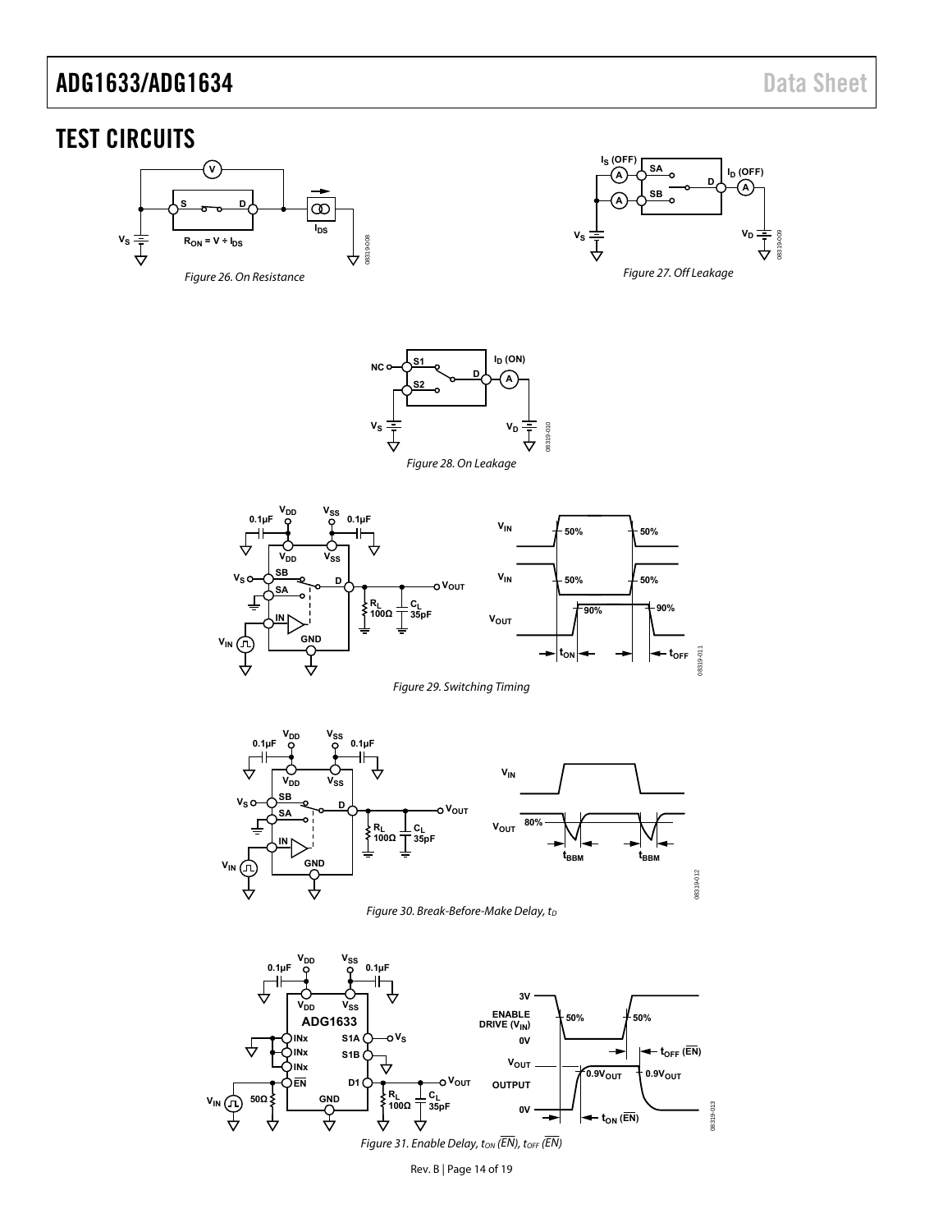# TEST CIRCUITS

Figure 26. On Resistance

Figure 27. Off Leakage

Figure 28. On Leakage

Figure 29. Switching Timing

Figure 30. Break-Before-Make Delay, $t_D$

Figure 31. Enable Delay, $t_{ON}$ ($\overline{EN}$), $t_{OFF}$ ($\overline{EN}$)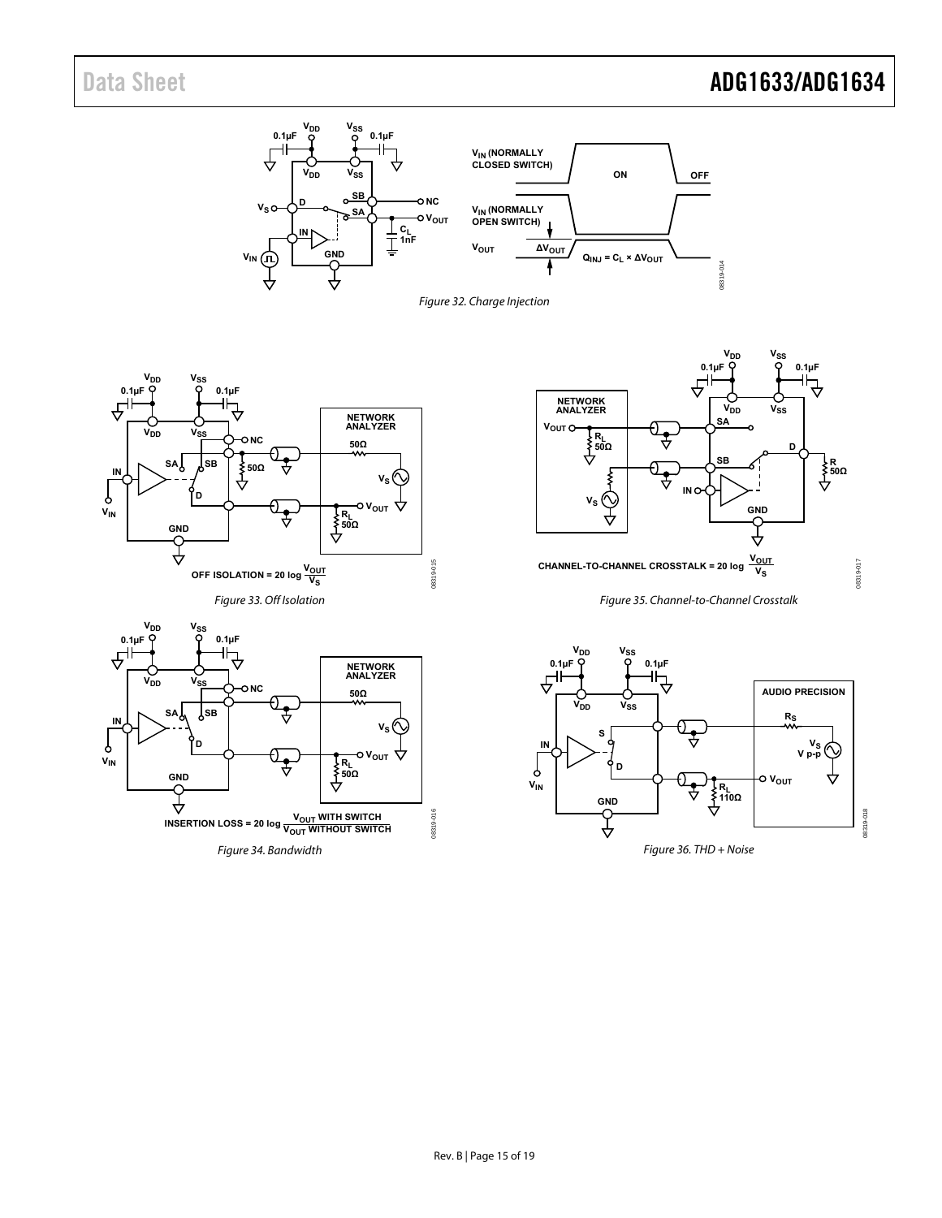Figure 32. Charge Injection

Figure 33. Off Isolation

Figure 34. Bandwidth

Figure 35. Channel-to-Channel Crosstalk

Figure 36. THD + Noise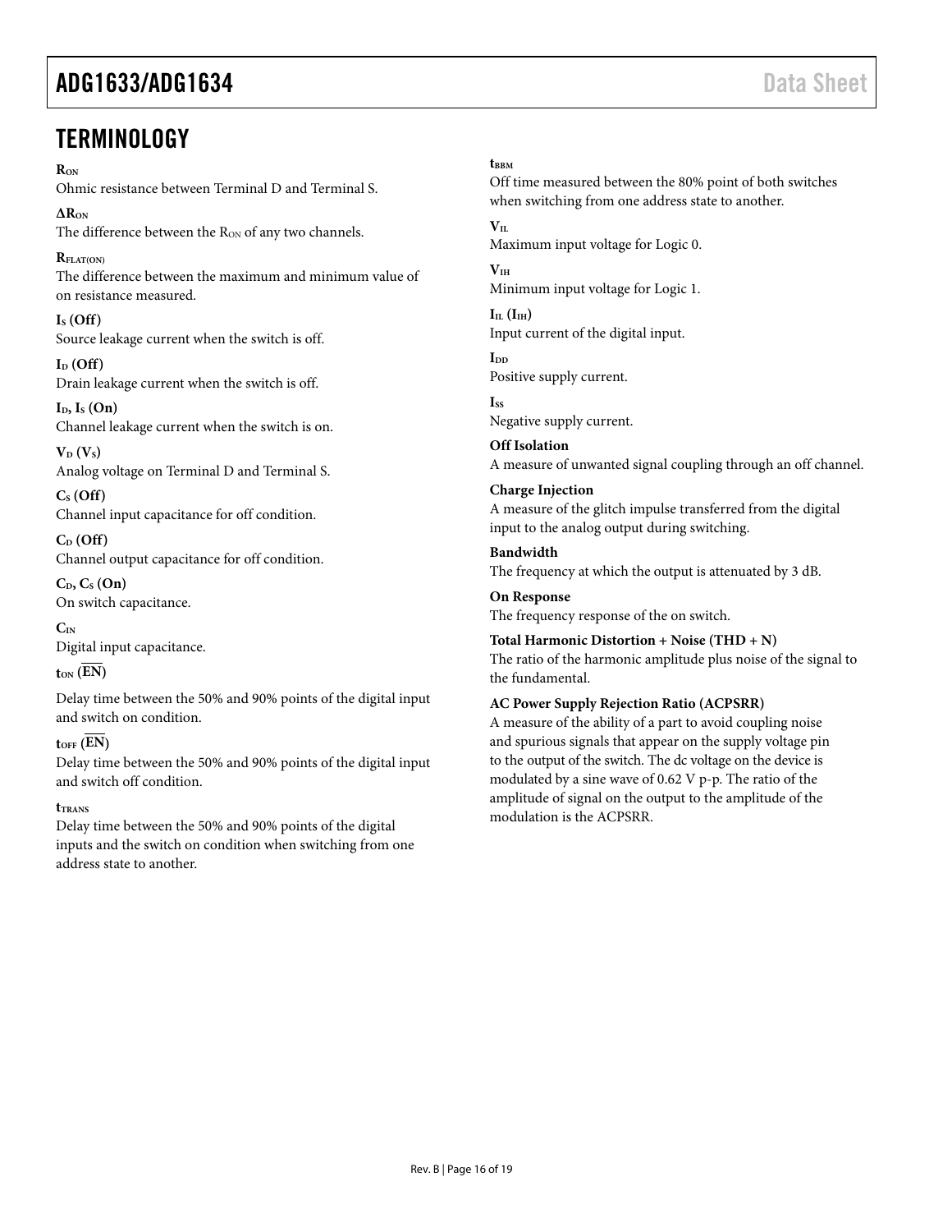# TERMINOLOGY

**$R_{ON}$**
Ohmic resistance between Terminal D and Terminal S.

**$\Delta R_{ON}$**
The difference between the $R_{ON}$ of any two channels.

**$R_{FLAT(ON)}$**
The difference between the maximum and minimum value of on resistance measured.

**$I_S$ (Off)**
Source leakage current when the switch is off.

**$I_D$ (Off)**
Drain leakage current when the switch is off.

**$I_D$, $I_S$ (On)**
Channel leakage current when the switch is on.

**$V_D$ ($V_S$)**
Analog voltage on Terminal D and Terminal S.

**$C_S$ (Off)**
Channel input capacitance for off condition.

**$C_D$ (Off)**
Channel output capacitance for off condition.

**$C_D$, $C_S$ (On)**
On switch capacitance.

**$C_{IN}$**
Digital input capacitance.

**$t_{ON}$ ($\overline{EN}$)**

Delay time between the 50% and 90% points of the digital input and switch on condition.

**$t_{OFF}$ ($\overline{EN}$)**
Delay time between the 50% and 90% points of the digital input and switch off condition.

**$t_{TRANS}$**
Delay time between the 50% and 90% points of the digital inputs and the switch on condition when switching from one address state to another.

**$t_{BBM}$**
Off time measured between the 80% point of both switches when switching from one address state to another.

**$V_{IL}$**
Maximum input voltage for Logic 0.

**$V_{IH}$**
Minimum input voltage for Logic 1.

**$I_{IL}$ ($I_{IH}$)**
Input current of the digital input.

**$I_{DD}$**
Positive supply current.

**$I_{SS}$**
Negative supply current.

**Off Isolation**
A measure of unwanted signal coupling through an off channel.

**Charge Injection**
A measure of the glitch impulse transferred from the digital input to the analog output during switching.

**Bandwidth**
The frequency at which the output is attenuated by 3 dB.

**On Response**
The frequency response of the on switch.

**Total Harmonic Distortion + Noise (THD + N)**
The ratio of the harmonic amplitude plus noise of the signal to the fundamental.

**AC Power Supply Rejection Ratio (ACPSRR)**
A measure of the ability of a part to avoid coupling noise and spurious signals that appear on the supply voltage pin to the output of the switch. The dc voltage on the device is modulated by a sine wave of 0.62 V p-p. The ratio of the amplitude of signal on the output to the amplitude of the modulation is the ACPSRR.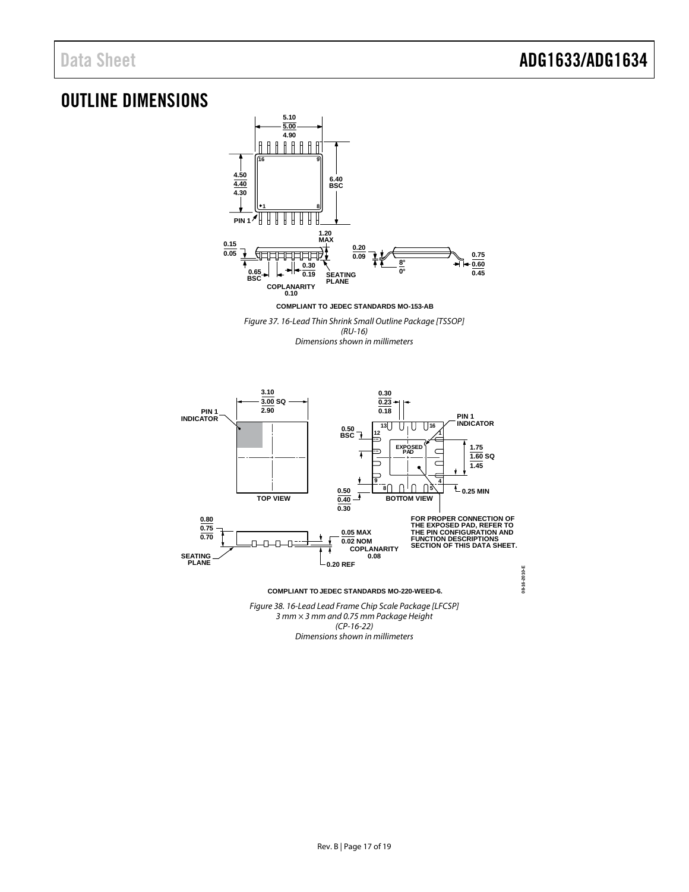## OUTLINE DIMENSIONS

COMPLIANT TO JEDEC STANDARDS MO-153-AB

*Figure 37. 16-Lead Thin Shrink Small Outline Package [TSSOP] (RU-16) Dimensions shown in millimeters*

FOR PROPER CONNECTION OF THE EXPOSED PAD, REFER TO THE PIN CONFIGURATION AND FUNCTION DESCRIPTIONS SECTION OF THIS DATA SHEET.

COMPLIANT TO JEDEC STANDARDS MO-220-WEED-6.

*Figure 38. 16-Lead Lead Frame Chip Scale Package [LFCSP] 3 mm × 3 mm and 0.75 mm Package Height (CP-16-22) Dimensions shown in millimeters*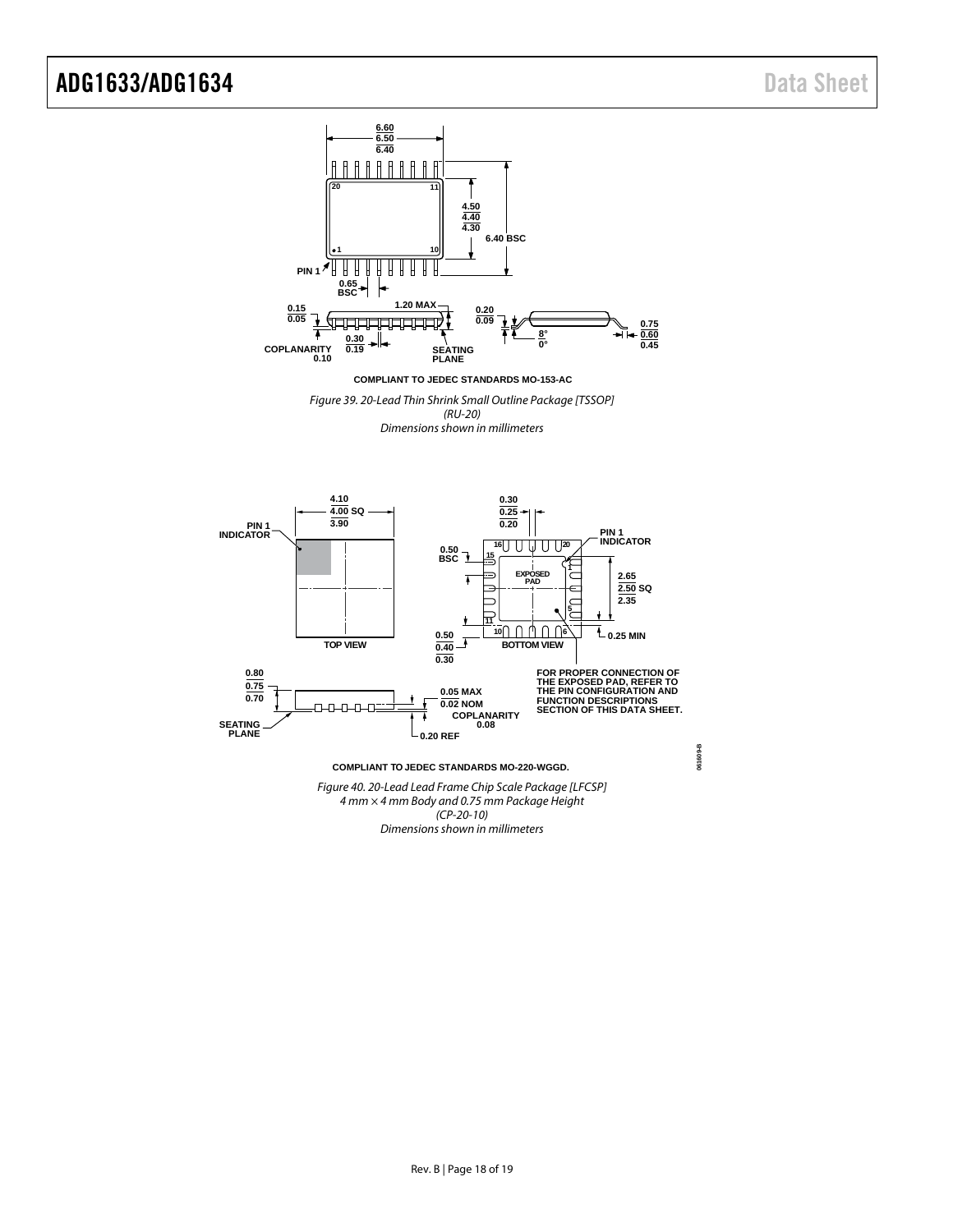COMPLIANT TO JEDEC STANDARDS MO-153-AC

*Figure 39. 20-Lead Thin Shrink Small Outline Package [TSSOP] (RU-20) Dimensions shown in millimeters*

COMPLIANT TO JEDEC STANDARDS MO-220-WGGD.

FOR PROPER CONNECTION OF THE EXPOSED PAD, REFER TO THE PIN CONFIGURATION AND FUNCTION DESCRIPTIONS SECTION OF THIS DATA SHEET.

*Figure 40. 20-Lead Lead Frame Chip Scale Package [LFCSP] 4 mm × 4 mm Body and 0.75 mm Package Height (CP-20-10) Dimensions shown in millimeters*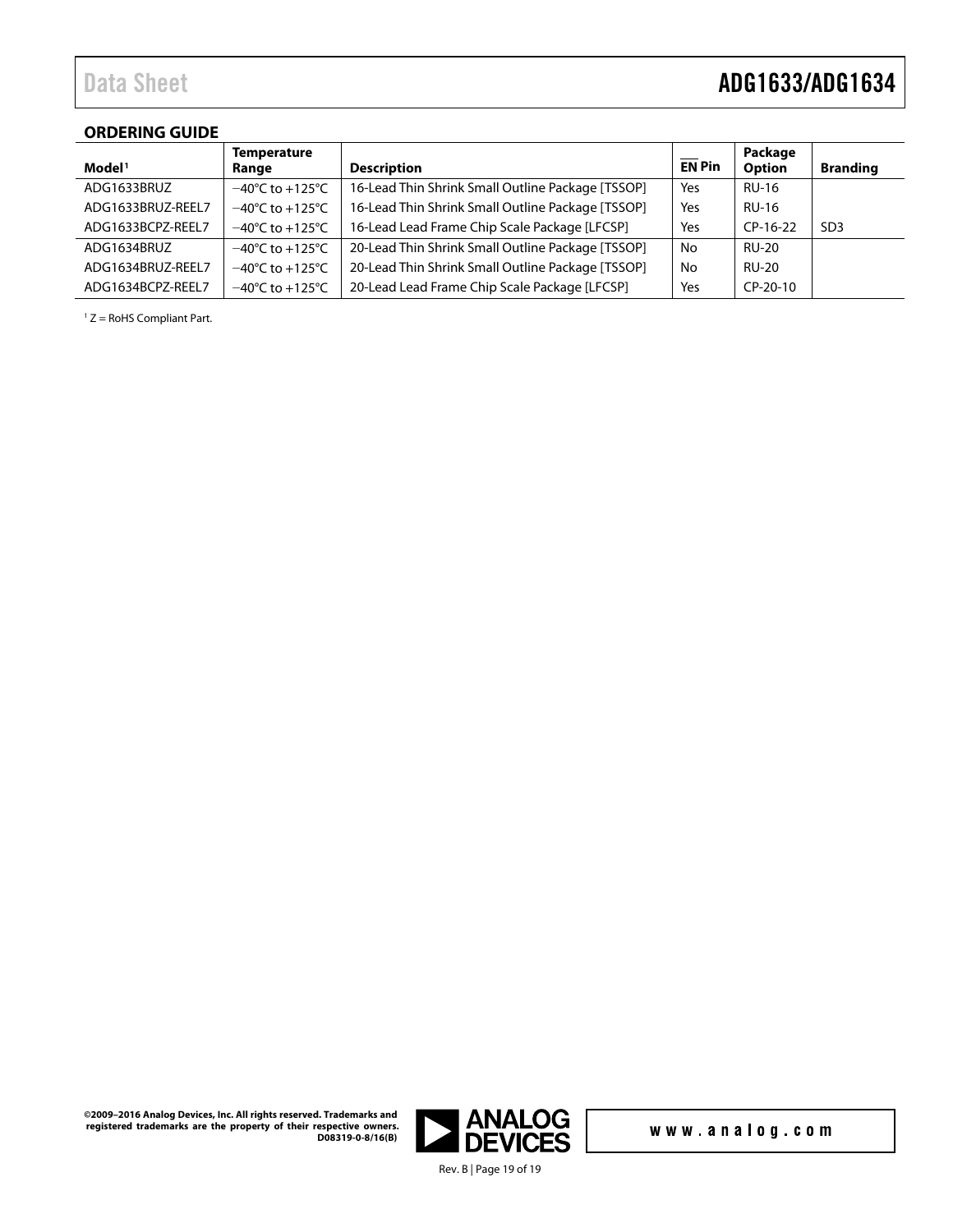## ORDERING GUIDE

| Model[1] | Temperature Range | Description | EN Pin | Package Option | Branding |
|---|---|---|---|---|---|
| ADG1633BRUZ | −40°C to +125°C | 16-Lead Thin Shrink Small Outline Package [TSSOP] | Yes | RU-16 | |
| ADG1633BRUZ-REEL7 | −40°C to +125°C | 16-Lead Thin Shrink Small Outline Package [TSSOP] | Yes | RU-16 | |
| ADG1633BCPZ-REEL7 | −40°C to +125°C | 16-Lead Lead Frame Chip Scale Package [LFCSP] | Yes | CP-16-22 | SD3 |
| ADG1634BRUZ | −40°C to +125°C | 20-Lead Thin Shrink Small Outline Package [TSSOP] | No | RU-20 | |
| ADG1634BRUZ-REEL7 | −40°C to +125°C | 20-Lead Thin Shrink Small Outline Package [TSSOP] | No | RU-20 | |
| ADG1634BCPZ-REEL7 | −40°C to +125°C | 20-Lead Lead Frame Chip Scale Package [LFCSP] | Yes | CP-20-10 | |

[1] Z = RoHS Compliant Part.

©2009–2016 Analog Devices, Inc. All rights reserved. Trademarks and registered trademarks are the property of their respective owners. D08319-0-8/16(B)

www.analog.com